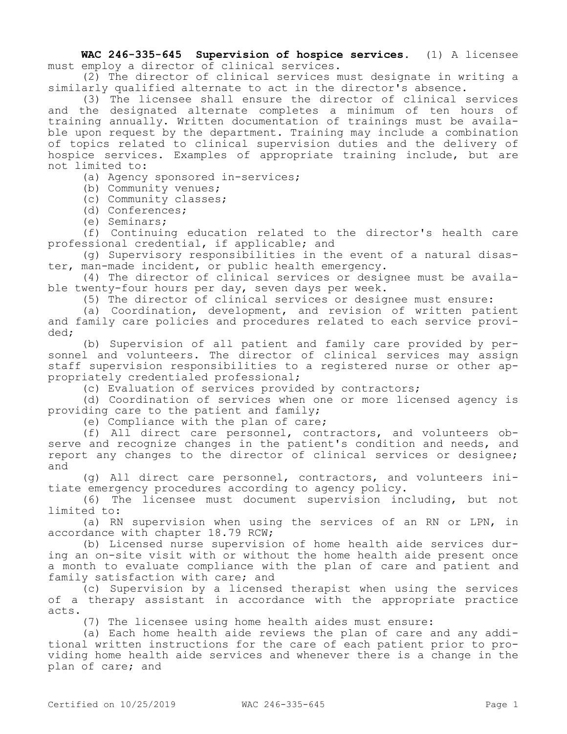**WAC 246-335-645 Supervision of hospice services.** (1) A licensee must employ a director of clinical services.

(2) The director of clinical services must designate in writing a similarly qualified alternate to act in the director's absence.

(3) The licensee shall ensure the director of clinical services and the designated alternate completes a minimum of ten hours of training annually. Written documentation of trainings must be available upon request by the department. Training may include a combination of topics related to clinical supervision duties and the delivery of hospice services. Examples of appropriate training include, but are not limited to:

(a) Agency sponsored in-services;

(b) Community venues;

(c) Community classes;

(d) Conferences;

(e) Seminars;

(f) Continuing education related to the director's health care professional credential, if applicable; and

(g) Supervisory responsibilities in the event of a natural disaster, man-made incident, or public health emergency.

(4) The director of clinical services or designee must be available twenty-four hours per day, seven days per week.

(5) The director of clinical services or designee must ensure:

(a) Coordination, development, and revision of written patient and family care policies and procedures related to each service provided;

(b) Supervision of all patient and family care provided by personnel and volunteers. The director of clinical services may assign staff supervision responsibilities to a registered nurse or other appropriately credentialed professional;

(c) Evaluation of services provided by contractors;

(d) Coordination of services when one or more licensed agency is providing care to the patient and family;

(e) Compliance with the plan of care;

(f) All direct care personnel, contractors, and volunteers observe and recognize changes in the patient's condition and needs, and report any changes to the director of clinical services or designee; and

(g) All direct care personnel, contractors, and volunteers initiate emergency procedures according to agency policy.

(6) The licensee must document supervision including, but not limited to:

(a) RN supervision when using the services of an RN or LPN, in accordance with chapter 18.79 RCW;

(b) Licensed nurse supervision of home health aide services during an on-site visit with or without the home health aide present once a month to evaluate compliance with the plan of care and patient and family satisfaction with care; and

(c) Supervision by a licensed therapist when using the services of a therapy assistant in accordance with the appropriate practice acts.

(7) The licensee using home health aides must ensure:

(a) Each home health aide reviews the plan of care and any additional written instructions for the care of each patient prior to providing home health aide services and whenever there is a change in the plan of care; and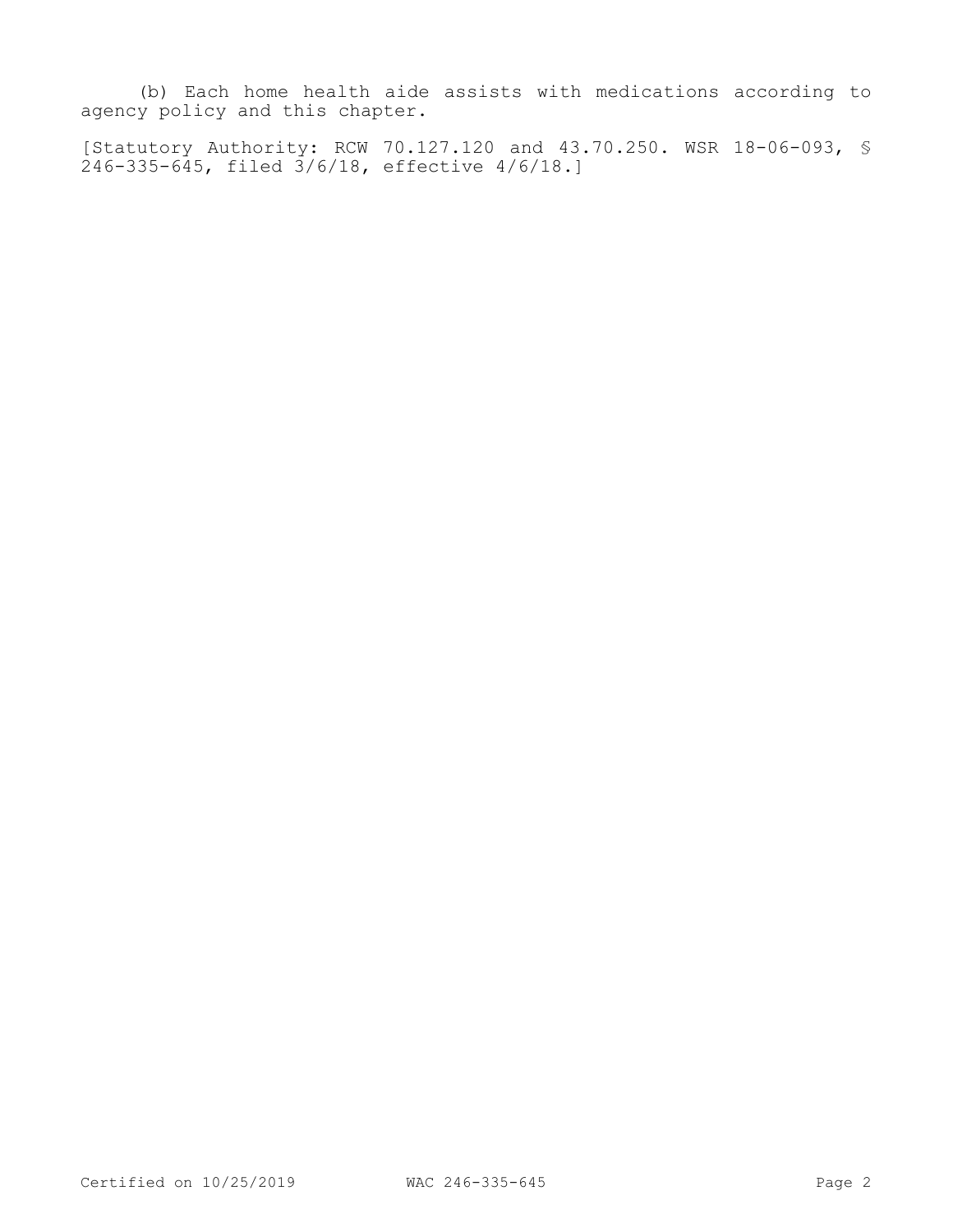(b) Each home health aide assists with medications according to agency policy and this chapter.

[Statutory Authority: RCW 70.127.120 and 43.70.250. WSR 18-06-093, § 246-335-645, filed 3/6/18, effective 4/6/18.]